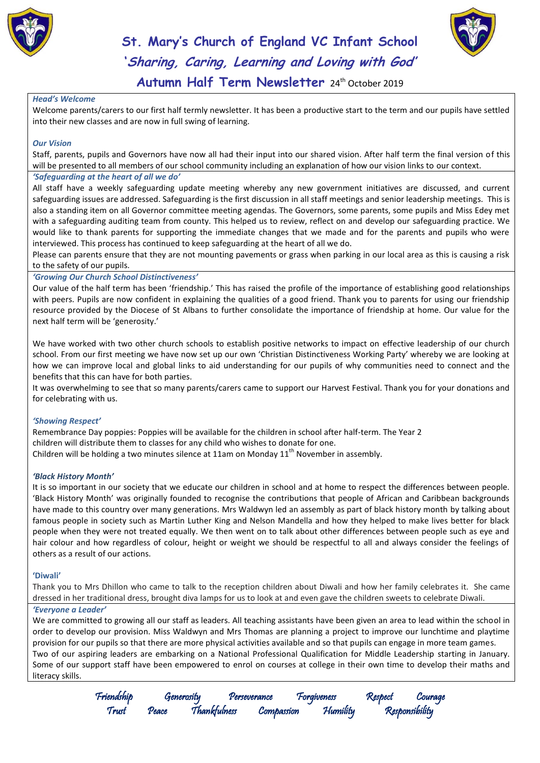# St. Mary's Church of England VC Infant School

## *'Sharing, Caring, Learning and Loving with God'*

## Autumn Half Term Newsletter 24th October 2019

### *Head's Welcome*

Welcome parents/carers to our first half termly newsletter. It has been a productive start to the term and our pupils have settled into their new classes and are now in full swing of learning.

### *Our Vision*

Staff, parents, pupils and Governors have now all had their input into our shared vision. After half term the final version of this will be presented to all members of our school community including an explanation of how our vision links to our context.

### *'Safeguarding at the heart of all we do'*

All staff have a weekly safeguarding update meeting whereby any new government initiatives are discussed, and current safeguarding issues are addressed. Safeguarding is the first discussion in all staff meetings and senior leadership meetings. This is also a standing item on all Governor committee meeting agendas. The Governors, some parents, some pupils and Miss Edey met with a safeguarding auditing team from county. This helped us to review, reflect on and develop our safeguarding practice. We would like to thank parents for supporting the immediate changes that we made and for the parents and pupils who were interviewed. This process has continued to keep safeguarding at the heart of all we do.

Please can parents ensure that they are not mounting pavements or grass when parking in our local area as this is causing a risk to the safety of our pupils.

### *'Growing Our Church School Distinctiveness'*

Our value of the half term has been 'friendship.' This has raised the profile of the importance of establishing good relationships with peers. Pupils are now confident in explaining the qualities of a good friend. Thank you to parents for using our friendship resource provided by the Diocese of St Albans to further consolidate the importance of friendship at home. Our value for the next half term will be 'generosity.'

We have worked with two other church schools to establish positive networks to impact on effective leadership of our church school. From our first meeting we have now set up our own 'Christian Distinctiveness Working Party' whereby we are looking at how we can improve local and global links to aid understanding for our pupils of why communities need to connect and the benefits that this can have for both parties.

It was overwhelming to see that so many parents/carers came to support our Harvest Festival. Thank you for your donations and for celebrating with us.

### *'Showing Respect'*

Remembrance Day poppies: Poppies will be available for the children in school after half-term. The Year 2 children will distribute them to classes for any child who wishes to donate for one.

Children will be holding a two minutes silence at 11am on Monday 11th November in assembly.

### *'Black History Month'*

It is so important in our society that we educate our children in school and at home to respect the differences between people. 'Black History Month' was originally founded to recognise the contributions that people of African and Caribbean backgrounds have made to this country over many generations. Mrs Waldwyn led an assembly as part of black history month by talking about famous people in society such as Martin Luther King and Nelson Mandella and how they helped to make lives better for black people when they were not treated equally. We then went on to talk about other differences between people such as eye and hair colour and how regardless of colour, height or weight we should be respectful to all and always consider the feelings of others as a result of our actions.

### 'Diwali'

Thank you to Mrs Dhillon who came to talk to the reception children about Diwali and how her family celebrates it. She came dressed in her traditional dress, brought diva lamps for us to look at and even gave the children sweets to celebrate Diwali.

### *'Everyone a Leader'*

We are committed to growing all our staff as leaders. All teaching assistants have been given an area to lead within the school in order to develop our provision. Miss Waldwyn and Mrs Thomas are planning a project to improve our lunchtime and playtime provision for our pupils so that there are more physical activities available and so that pupils can engage in more team games.

Two of our aspiring leaders are embarking on a National Professional Qualification for Middle Leadership starting in January. Some of our support staff have been empowered to enrol on courses at college in their own time to develop their maths and literacy skills.

*Friendship Generosity Perseverance Forgiveness Respect Courage*
*Trust Peace Thankfulness Compassion Humility Responsibility*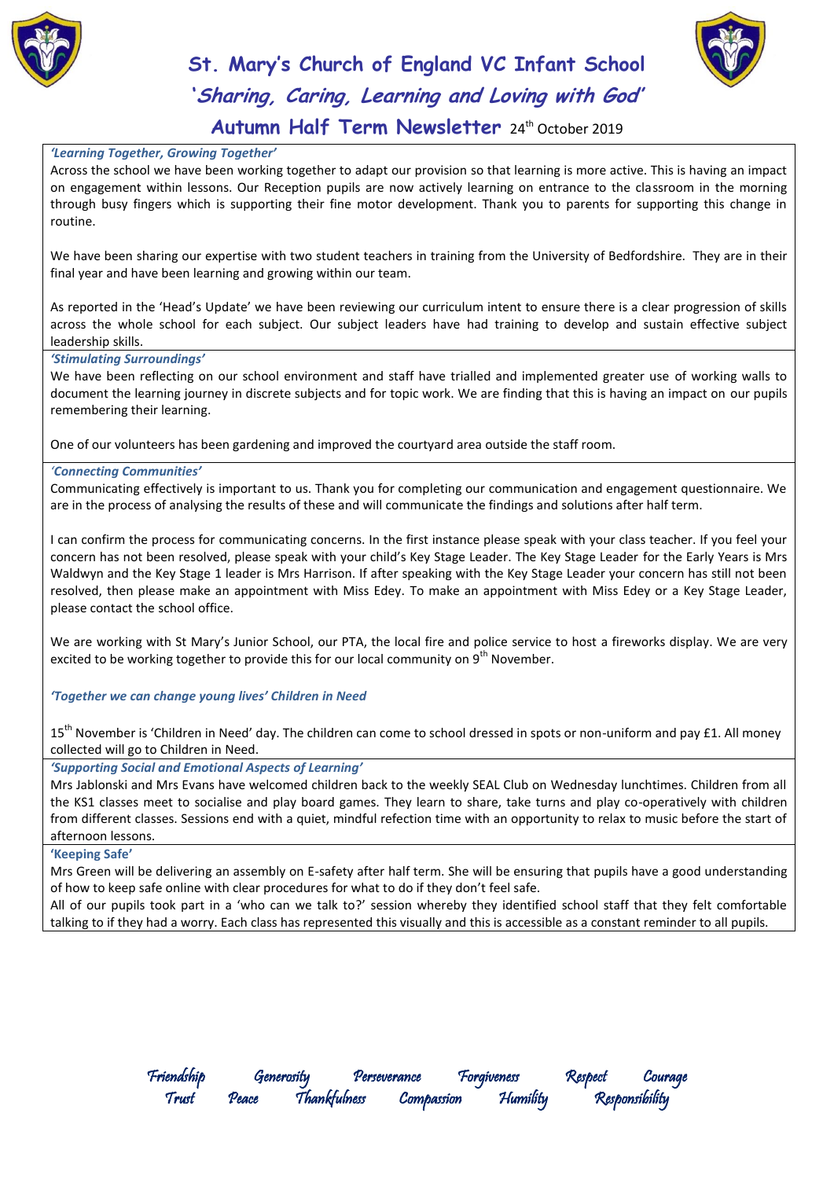# St. Mary's Church of England VC Infant School

## 'Sharing, Caring, Learning and Loving with God'

## Autumn Half Term Newsletter 24th October 2019

***'Learning Together, Growing Together'***

Across the school we have been working together to adapt our provision so that learning is more active. This is having an impact on engagement within lessons. Our Reception pupils are now actively learning on entrance to the classroom in the morning through busy fingers which is supporting their fine motor development. Thank you to parents for supporting this change in routine.

We have been sharing our expertise with two student teachers in training from the University of Bedfordshire. They are in their final year and have been learning and growing within our team.

As reported in the 'Head's Update' we have been reviewing our curriculum intent to ensure there is a clear progression of skills across the whole school for each subject. Our subject leaders have had training to develop and sustain effective subject leadership skills.

***'Stimulating Surroundings'***

We have been reflecting on our school environment and staff have trialled and implemented greater use of working walls to document the learning journey in discrete subjects and for topic work. We are finding that this is having an impact on our pupils remembering their learning.

One of our volunteers has been gardening and improved the courtyard area outside the staff room.

***'Connecting Communities'***

Communicating effectively is important to us. Thank you for completing our communication and engagement questionnaire. We are in the process of analysing the results of these and will communicate the findings and solutions after half term.

I can confirm the process for communicating concerns. In the first instance please speak with your class teacher. If you feel your concern has not been resolved, please speak with your child's Key Stage Leader. The Key Stage Leader for the Early Years is Mrs Waldwyn and the Key Stage 1 leader is Mrs Harrison. If after speaking with the Key Stage Leader your concern has still not been resolved, then please make an appointment with Miss Edey. To make an appointment with Miss Edey or a Key Stage Leader, please contact the school office.

We are working with St Mary's Junior School, our PTA, the local fire and police service to host a fireworks display. We are very excited to be working together to provide this for our local community on 9th November.

***'Together we can change young lives' Children in Need***

15th November is 'Children in Need' day. The children can come to school dressed in spots or non-uniform and pay £1. All money collected will go to Children in Need.

***'Supporting Social and Emotional Aspects of Learning'***

Mrs Jablonski and Mrs Evans have welcomed children back to the weekly SEAL Club on Wednesday lunchtimes. Children from all the KS1 classes meet to socialise and play board games. They learn to share, take turns and play co-operatively with children from different classes. Sessions end with a quiet, mindful refection time with an opportunity to relax to music before the start of afternoon lessons.

**'Keeping Safe'**

Mrs Green will be delivering an assembly on E-safety after half term. She will be ensuring that pupils have a good understanding of how to keep safe online with clear procedures for what to do if they don't feel safe.

All of our pupils took part in a 'who can we talk to?' session whereby they identified school staff that they felt comfortable talking to if they had a worry. Each class has represented this visually and this is accessible as a constant reminder to all pupils.

*Friendship Generosity Perseverance Forgiveness Respect Courage*
*Trust Peace Thankfulness Compassion Humility Responsibility*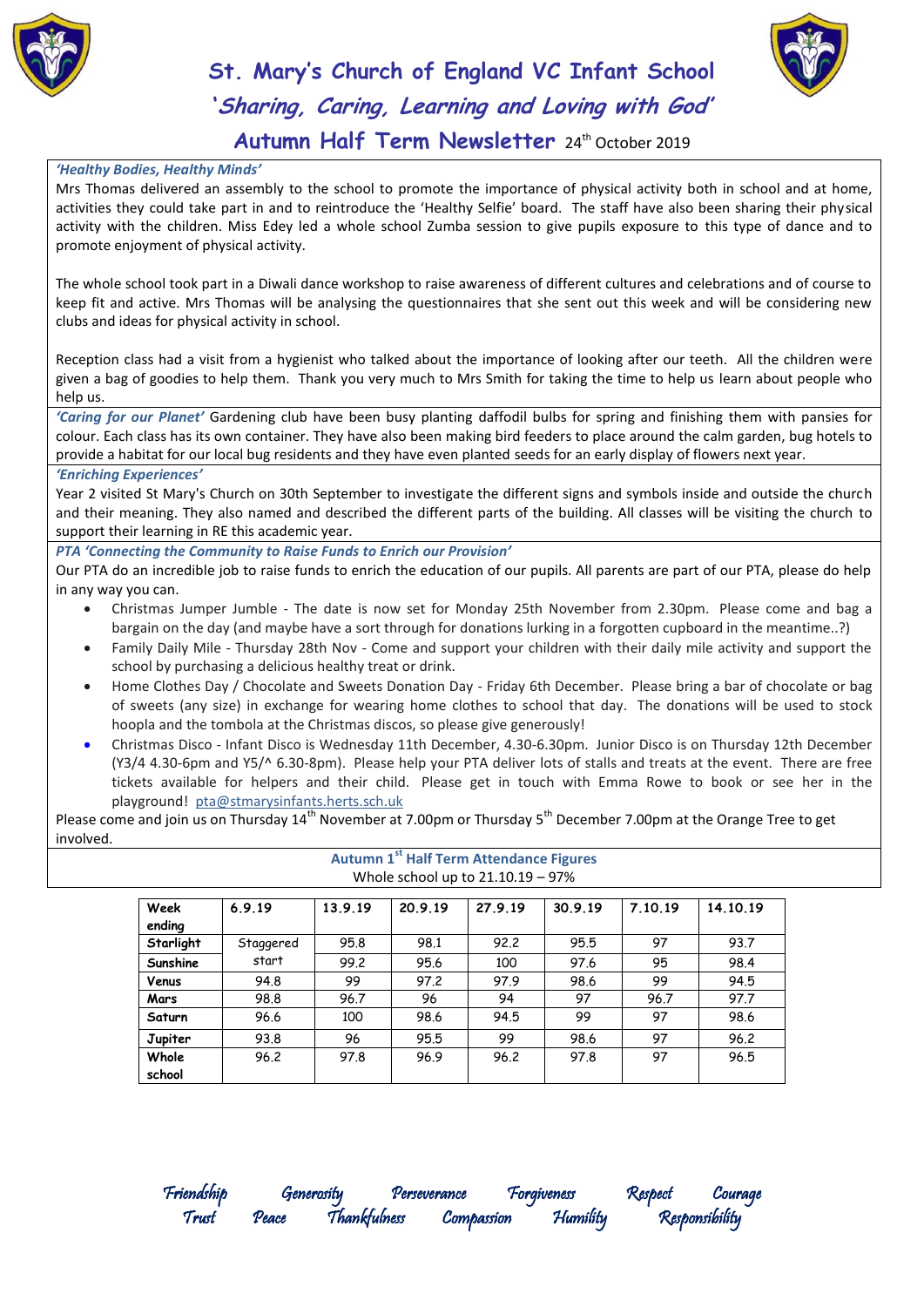# St. Mary's Church of England VC Infant School

## *'Sharing, Caring, Learning and Loving with God'*

## Autumn Half Term Newsletter 24th October 2019

***'Healthy Bodies, Healthy Minds'***

Mrs Thomas delivered an assembly to the school to promote the importance of physical activity both in school and at home, activities they could take part in and to reintroduce the 'Healthy Selfie' board. The staff have also been sharing their physical activity with the children. Miss Edey led a whole school Zumba session to give pupils exposure to this type of dance and to promote enjoyment of physical activity.

The whole school took part in a Diwali dance workshop to raise awareness of different cultures and celebrations and of course to keep fit and active. Mrs Thomas will be analysing the questionnaires that she sent out this week and will be considering new clubs and ideas for physical activity in school.

Reception class had a visit from a hygienist who talked about the importance of looking after our teeth. All the children were given a bag of goodies to help them. Thank you very much to Mrs Smith for taking the time to help us learn about people who help us.

***'Caring for our Planet'*** Gardening club have been busy planting daffodil bulbs for spring and finishing them with pansies for colour. Each class has its own container. They have also been making bird feeders to place around the calm garden, bug hotels to provide a habitat for our local bug residents and they have even planted seeds for an early display of flowers next year.

***'Enriching Experiences'***

Year 2 visited St Mary's Church on 30th September to investigate the different signs and symbols inside and outside the church and their meaning. They also named and described the different parts of the building. All classes will be visiting the church to support their learning in RE this academic year.

***PTA 'Connecting the Community to Raise Funds to Enrich our Provision'***

Our PTA do an incredible job to raise funds to enrich the education of our pupils. All parents are part of our PTA, please do help in any way you can.

- Christmas Jumper Jumble - The date is now set for Monday 25th November from 2.30pm. Please come and bag a bargain on the day (and maybe have a sort through for donations lurking in a forgotten cupboard in the meantime..?)
- Family Daily Mile - Thursday 28th Nov - Come and support your children with their daily mile activity and support the school by purchasing a delicious healthy treat or drink.
- Home Clothes Day / Chocolate and Sweets Donation Day - Friday 6th December. Please bring a bar of chocolate or bag of sweets (any size) in exchange for wearing home clothes to school that day. The donations will be used to stock hoopla and the tombola at the Christmas discos, so please give generously!
- Christmas Disco - Infant Disco is Wednesday 11th December, 4.30-6.30pm. Junior Disco is on Thursday 12th December (Y3/4 4.30-6pm and Y5/^ 6.30-8pm). Please help your PTA deliver lots of stalls and treats at the event. There are free tickets available for helpers and their child. Please get in touch with Emma Rowe to book or see her in the playground! pta@stmarysinfants.herts.sch.uk

Please come and join us on Thursday 14th November at 7.00pm or Thursday 5th December 7.00pm at the Orange Tree to get involved.

**Autumn 1st Half Term Attendance Figures**

Whole school up to 21.10.19 – 97%

| Week ending | 6.9.19 | 13.9.19 | 20.9.19 | 27.9.19 | 30.9.19 | 7.10.19 | 14.10.19 |
|---|---|---|---|---|---|---|---|
| Starlight | Staggered start | 95.8 | 98.1 | 92.2 | 95.5 | 97 | 93.7 |
| Sunshine | | 99.2 | 95.6 | 100 | 97.6 | 95 | 98.4 |
| Venus | 94.8 | 99 | 97.2 | 97.9 | 98.6 | 99 | 94.5 |
| Mars | 98.8 | 96.7 | 96 | 94 | 97 | 96.7 | 97.7 |
| Saturn | 96.6 | 100 | 98.6 | 94.5 | 99 | 97 | 98.6 |
| Jupiter | 93.8 | 96 | 95.5 | 99 | 98.6 | 97 | 96.2 |
| Whole school | 96.2 | 97.8 | 96.9 | 96.2 | 97.8 | 97 | 96.5 |

*Friendship Generosity Perseverance Forgiveness Respect Courage*
*Trust Peace Thankfulness Compassion Humility Responsibility*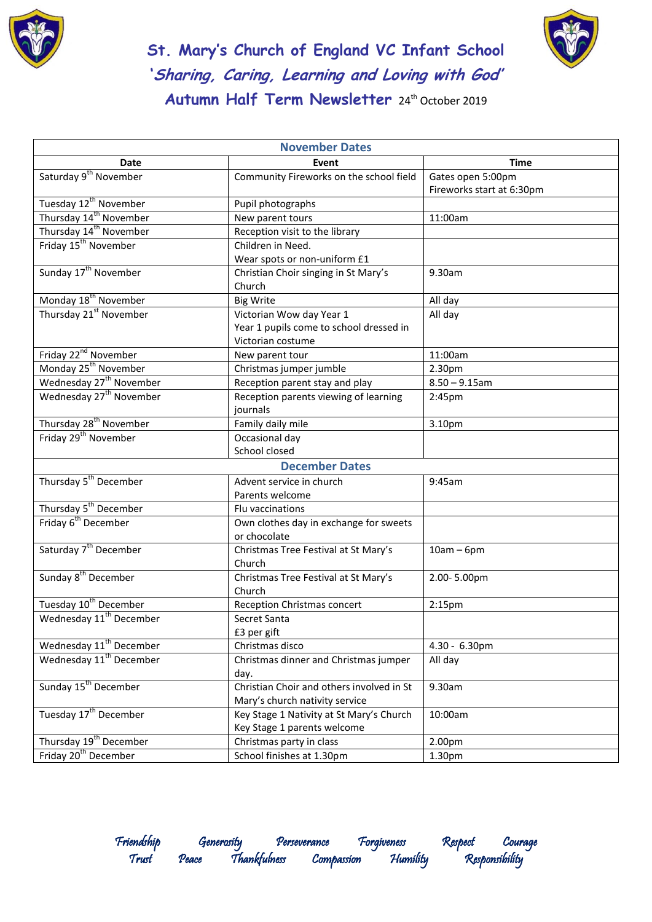# St. Mary's Church of England VC Infant School

## 'Sharing, Caring, Learning and Loving with God'

## Autumn Half Term Newsletter 24th October 2019

| Date | Event | Time |
|---|---|---|
| **November Dates** | | |
| Saturday 9th November | Community Fireworks on the school field | Gates open 5:00pm<br>Fireworks start at 6:30pm |
| Tuesday 12th November | Pupil photographs | |
| Thursday 14th November | New parent tours | 11:00am |
| Thursday 14th November | Reception visit to the library | |
| Friday 15th November | Children in Need.<br>Wear spots or non-uniform £1 | |
| Sunday 17th November | Christian Choir singing in St Mary's Church | 9.30am |
| Monday 18th November | Big Write | All day |
| Thursday 21st November | Victorian Wow day Year 1<br>Year 1 pupils come to school dressed in Victorian costume | All day |
| Friday 22nd November | New parent tour | 11:00am |
| Monday 25th November | Christmas jumper jumble | 2.30pm |
| Wednesday 27th November | Reception parent stay and play | 8.50 – 9.15am |
| Wednesday 27th November | Reception parents viewing of learning journals | 2:45pm |
| Thursday 28th November | Family daily mile | 3.10pm |
| Friday 29th November | Occasional day<br>School closed | |
| **December Dates** | | |
| Thursday 5th December | Advent service in church<br>Parents welcome | 9:45am |
| Thursday 5th December | Flu vaccinations | |
| Friday 6th December | Own clothes day in exchange for sweets or chocolate | |
| Saturday 7th December | Christmas Tree Festival at St Mary's Church | 10am – 6pm |
| Sunday 8th December | Christmas Tree Festival at St Mary's Church | 2.00- 5.00pm |
| Tuesday 10th December | Reception Christmas concert | 2:15pm |
| Wednesday 11th December | Secret Santa<br>£3 per gift | |
| Wednesday 11th December | Christmas disco | 4.30 - 6.30pm |
| Wednesday 11th December | Christmas dinner and Christmas jumper day. | All day |
| Sunday 15th December | Christian Choir and others involved in St Mary's church nativity service | 9.30am |
| Tuesday 17th December | Key Stage 1 Nativity at St Mary's Church<br>Key Stage 1 parents welcome | 10:00am |
| Thursday 19th December | Christmas party in class | 2.00pm |
| Friday 20th December | School finishes at 1.30pm | 1.30pm |

*Friendship Generosity Perseverance Forgiveness Respect Courage*
*Trust Peace Thankfulness Compassion Humility Responsibility*